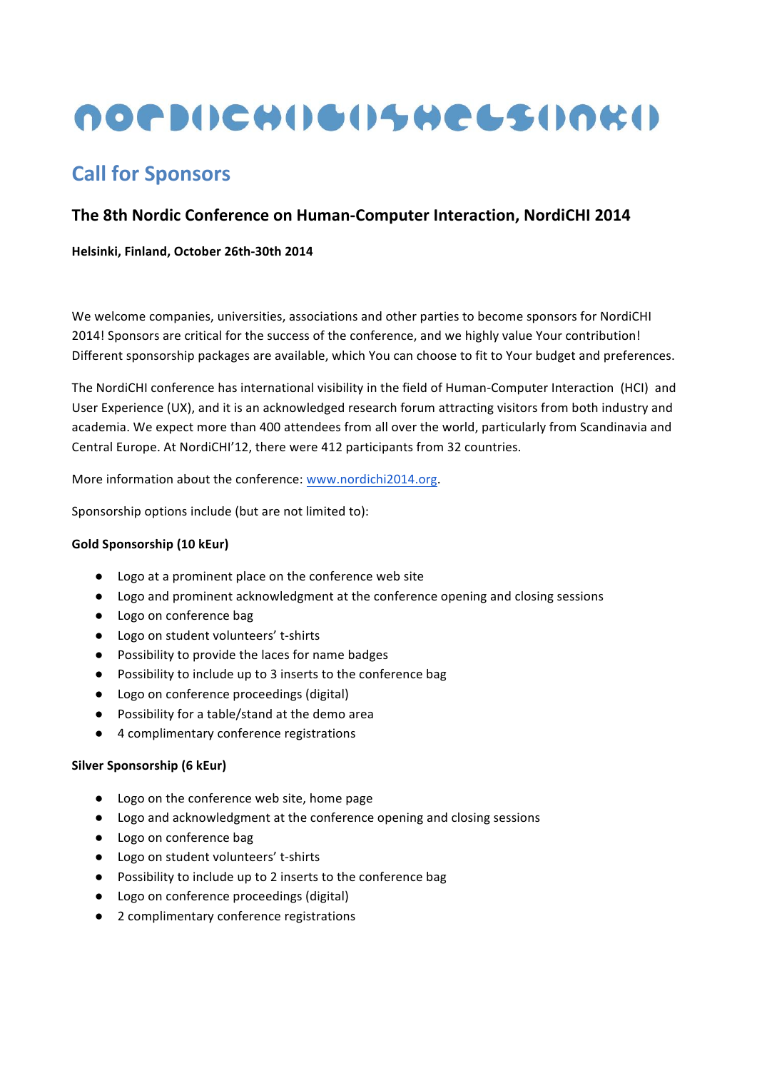# Call for Sponsors

## The 8th Nordic Conference on Human-Computer Interaction, NordiCHI 2014

**Helsinki, Finland, October 26th-30th 2014**

We welcome companies, universities, associations and other parties to become sponsors for NordiCHI 2014! Sponsors are critical for the success of the conference, and we highly value Your contribution! Different sponsorship packages are available, which You can choose to fit to Your budget and preferences.

The NordiCHI conference has international visibility in the field of Human-Computer Interaction (HCI) and User Experience (UX), and it is an acknowledged research forum attracting visitors from both industry and academia. We expect more than 400 attendees from all over the world, particularly from Scandinavia and Central Europe. At NordiCHI'12, there were 412 participants from 32 countries.

More information about the conference: www.nordichi2014.org.

Sponsorship options include (but are not limited to):

**Gold Sponsorship (10 kEur)**

- Logo at a prominent place on the conference web site
- Logo and prominent acknowledgment at the conference opening and closing sessions
- Logo on conference bag
- Logo on student volunteers' t-shirts
- Possibility to provide the laces for name badges
- Possibility to include up to 3 inserts to the conference bag
- Logo on conference proceedings (digital)
- Possibility for a table/stand at the demo area
- 4 complimentary conference registrations

**Silver Sponsorship (6 kEur)**

- Logo on the conference web site, home page
- Logo and acknowledgment at the conference opening and closing sessions
- Logo on conference bag
- Logo on student volunteers' t-shirts
- Possibility to include up to 2 inserts to the conference bag
- Logo on conference proceedings (digital)
- 2 complimentary conference registrations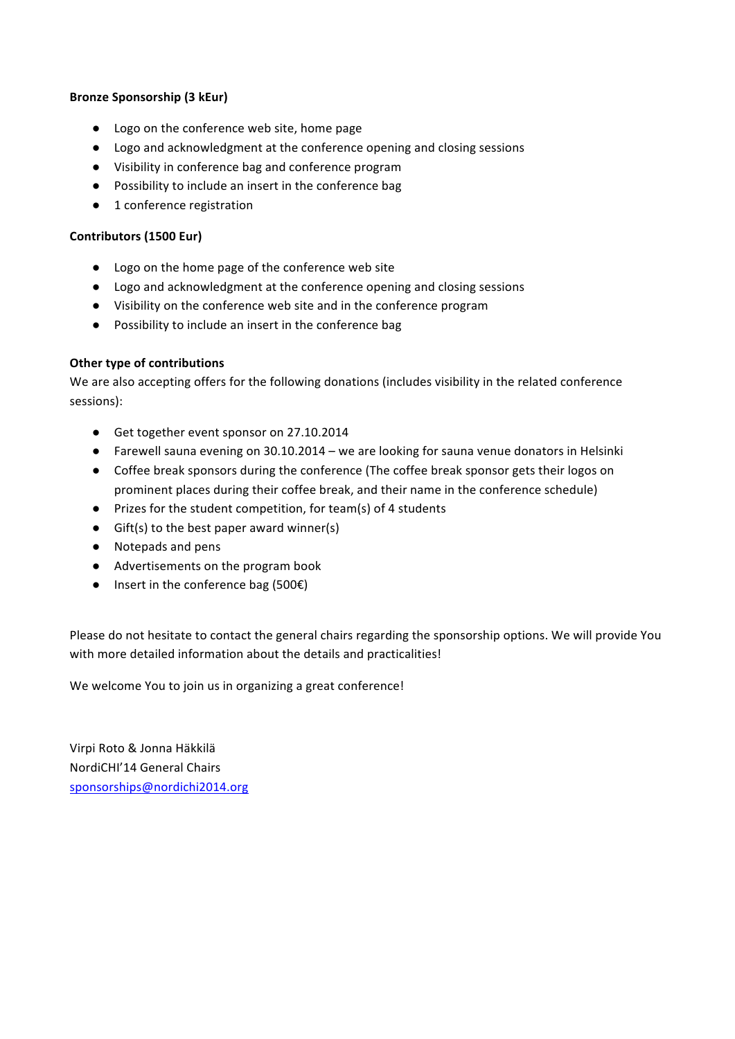**Bronze Sponsorship (3 kEur)**

- Logo on the conference web site, home page
- Logo and acknowledgment at the conference opening and closing sessions
- Visibility in conference bag and conference program
- Possibility to include an insert in the conference bag
- 1 conference registration

**Contributors (1500 Eur)**

- Logo on the home page of the conference web site
- Logo and acknowledgment at the conference opening and closing sessions
- Visibility on the conference web site and in the conference program
- Possibility to include an insert in the conference bag

**Other type of contributions**

We are also accepting offers for the following donations (includes visibility in the related conference sessions):

- Get together event sponsor on 27.10.2014
- Farewell sauna evening on 30.10.2014 – we are looking for sauna venue donators in Helsinki
- Coffee break sponsors during the conference (The coffee break sponsor gets their logos on prominent places during their coffee break, and their name in the conference schedule)
- Prizes for the student competition, for team(s) of 4 students
- Gift(s) to the best paper award winner(s)
- Notepads and pens
- Advertisements on the program book
- Insert in the conference bag (500€)

Please do not hesitate to contact the general chairs regarding the sponsorship options. We will provide You with more detailed information about the details and practicalities!

We welcome You to join us in organizing a great conference!

Virpi Roto & Jonna Häkkilä
NordiCHI'14 General Chairs
sponsorships@nordichi2014.org